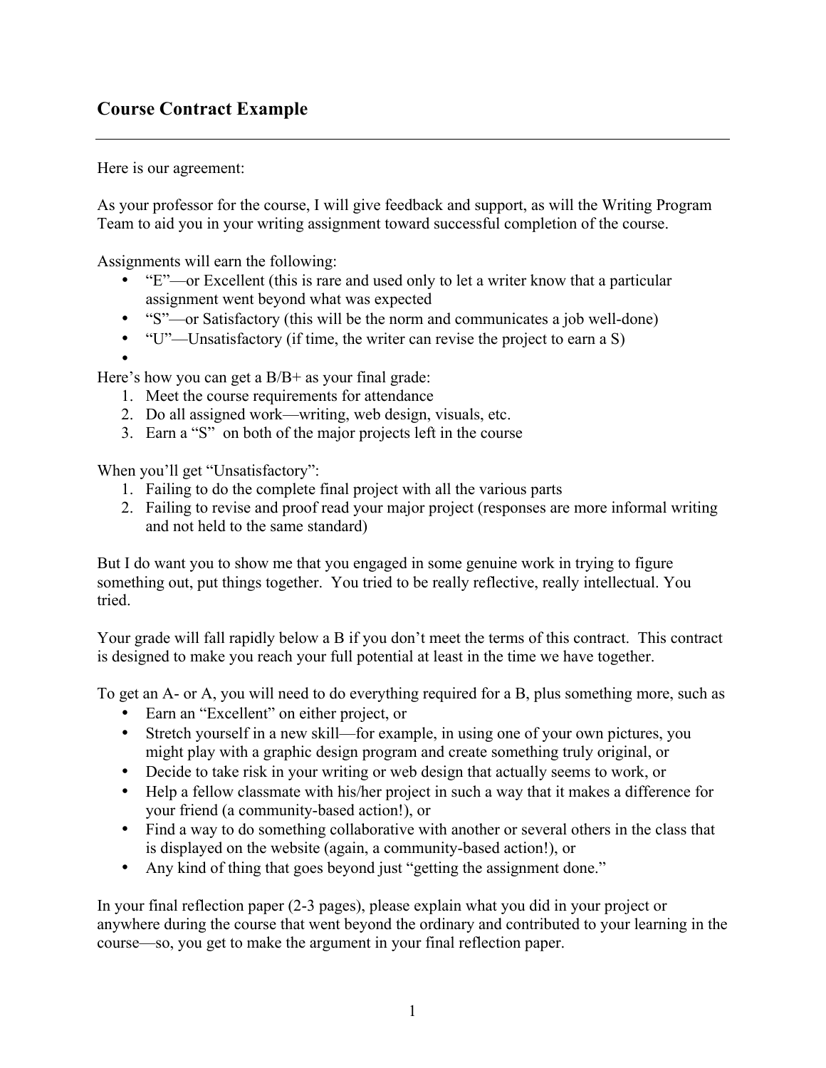## Course Contract Example

---

Here is our agreement:

As your professor for the course, I will give feedback and support, as will the Writing Program Team to aid you in your writing assignment toward successful completion of the course.

Assignments will earn the following:

- "E"—or Excellent (this is rare and used only to let a writer know that a particular assignment went beyond what was expected
- "S"—or Satisfactory (this will be the norm and communicates a job well-done)
- "U"—Unsatisfactory (if time, the writer can revise the project to earn a S)
- 

Here's how you can get a B/B+ as your final grade:

1. Meet the course requirements for attendance
2. Do all assigned work—writing, web design, visuals, etc.
3. Earn a "S" on both of the major projects left in the course

When you'll get "Unsatisfactory":

1. Failing to do the complete final project with all the various parts
2. Failing to revise and proof read your major project (responses are more informal writing and not held to the same standard)

But I do want you to show me that you engaged in some genuine work in trying to figure something out, put things together. You tried to be really reflective, really intellectual. You tried.

Your grade will fall rapidly below a B if you don't meet the terms of this contract. This contract is designed to make you reach your full potential at least in the time we have together.

To get an A- or A, you will need to do everything required for a B, plus something more, such as

- Earn an "Excellent" on either project, or
- Stretch yourself in a new skill—for example, in using one of your own pictures, you might play with a graphic design program and create something truly original, or
- Decide to take risk in your writing or web design that actually seems to work, or
- Help a fellow classmate with his/her project in such a way that it makes a difference for your friend (a community-based action!), or
- Find a way to do something collaborative with another or several others in the class that is displayed on the website (again, a community-based action!), or
- Any kind of thing that goes beyond just "getting the assignment done."

In your final reflection paper (2-3 pages), please explain what you did in your project or anywhere during the course that went beyond the ordinary and contributed to your learning in the course—so, you get to make the argument in your final reflection paper.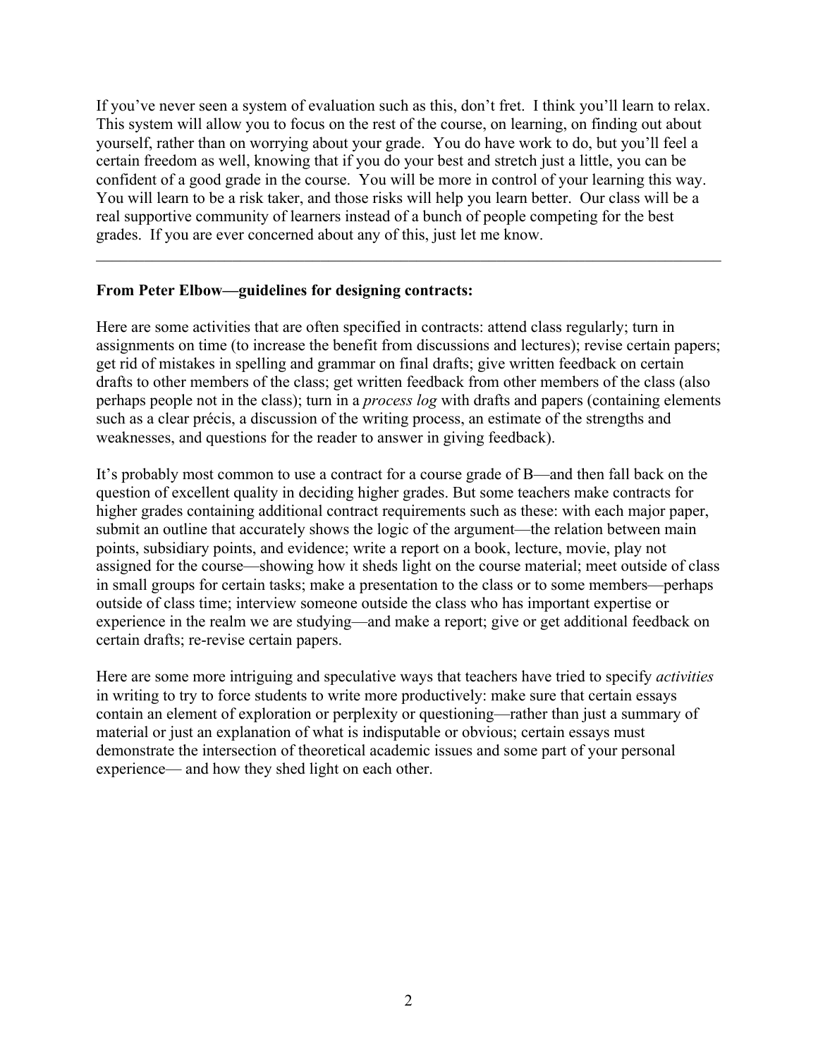If you've never seen a system of evaluation such as this, don't fret. I think you'll learn to relax. This system will allow you to focus on the rest of the course, on learning, on finding out about yourself, rather than on worrying about your grade. You do have work to do, but you'll feel a certain freedom as well, knowing that if you do your best and stretch just a little, you can be confident of a good grade in the course. You will be more in control of your learning this way. You will learn to be a risk taker, and those risks will help you learn better. Our class will be a real supportive community of learners instead of a bunch of people competing for the best grades. If you are ever concerned about any of this, just let me know.

---

**From Peter Elbow—guidelines for designing contracts:**

Here are some activities that are often specified in contracts: attend class regularly; turn in assignments on time (to increase the benefit from discussions and lectures); revise certain papers; get rid of mistakes in spelling and grammar on final drafts; give written feedback on certain drafts to other members of the class; get written feedback from other members of the class (also perhaps people not in the class); turn in a *process log* with drafts and papers (containing elements such as a clear précis, a discussion of the writing process, an estimate of the strengths and weaknesses, and questions for the reader to answer in giving feedback).

It's probably most common to use a contract for a course grade of B—and then fall back on the question of excellent quality in deciding higher grades. But some teachers make contracts for higher grades containing additional contract requirements such as these: with each major paper, submit an outline that accurately shows the logic of the argument—the relation between main points, subsidiary points, and evidence; write a report on a book, lecture, movie, play not assigned for the course—showing how it sheds light on the course material; meet outside of class in small groups for certain tasks; make a presentation to the class or to some members—perhaps outside of class time; interview someone outside the class who has important expertise or experience in the realm we are studying—and make a report; give or get additional feedback on certain drafts; re-revise certain papers.

Here are some more intriguing and speculative ways that teachers have tried to specify *activities* in writing to try to force students to write more productively: make sure that certain essays contain an element of exploration or perplexity or questioning—rather than just a summary of material or just an explanation of what is indisputable or obvious; certain essays must demonstrate the intersection of theoretical academic issues and some part of your personal experience— and how they shed light on each other.